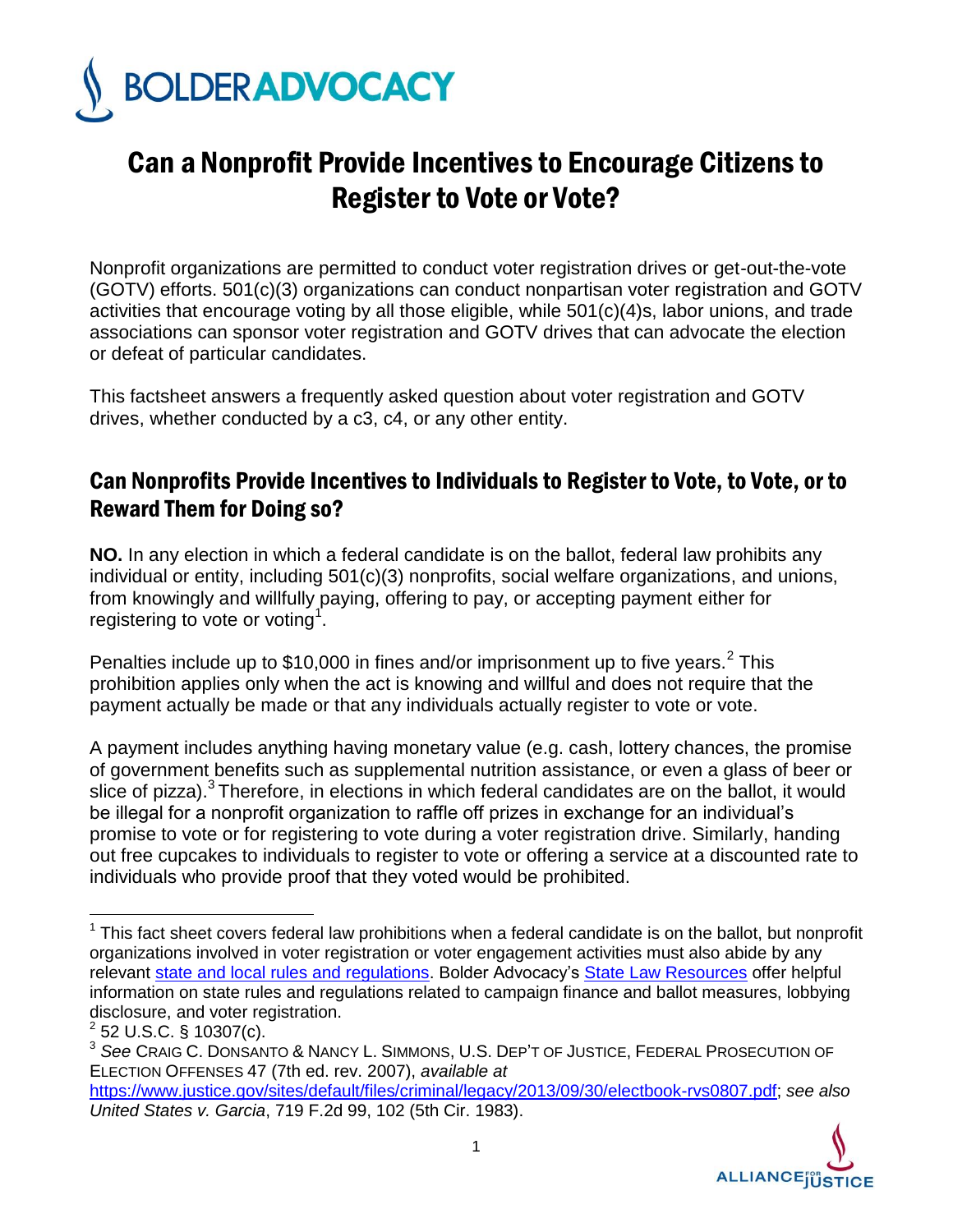# Can a Nonprofit Provide Incentives to Encourage Citizens to Register to Vote or Vote?

Nonprofit organizations are permitted to conduct voter registration drives or get-out-the-vote (GOTV) efforts. 501(c)(3) organizations can conduct nonpartisan voter registration and GOTV activities that encourage voting by all those eligible, while 501(c)(4)s, labor unions, and trade associations can sponsor voter registration and GOTV drives that can advocate the election or defeat of particular candidates.

This factsheet answers a frequently asked question about voter registration and GOTV drives, whether conducted by a c3, c4, or any other entity.

## Can Nonprofits Provide Incentives to Individuals to Register to Vote, to Vote, or to Reward Them for Doing so?

**NO.** In any election in which a federal candidate is on the ballot, federal law prohibits any individual or entity, including 501(c)(3) nonprofits, social welfare organizations, and unions, from knowingly and willfully paying, offering to pay, or accepting payment either for registering to vote or voting[1].

Penalties include up to $10,000 in fines and/or imprisonment up to five years.[2] This prohibition applies only when the act is knowing and willful and does not require that the payment actually be made or that any individuals actually register to vote or vote.

A payment includes anything having monetary value (e.g. cash, lottery chances, the promise of government benefits such as supplemental nutrition assistance, or even a glass of beer or slice of pizza).[3] Therefore, in elections in which federal candidates are on the ballot, it would be illegal for a nonprofit organization to raffle off prizes in exchange for an individual's promise to vote or for registering to vote during a voter registration drive. Similarly, handing out free cupcakes to individuals to register to vote or offering a service at a discounted rate to individuals who provide proof that they voted would be prohibited.

---

[1] This fact sheet covers federal law prohibitions when a federal candidate is on the ballot, but nonprofit organizations involved in voter registration or voter engagement activities must also abide by any relevant state and local rules and regulations. Bolder Advocacy's State Law Resources offer helpful information on state rules and regulations related to campaign finance and ballot measures, lobbying disclosure, and voter registration.

[2] 52 U.S.C. § 10307(c).

[3] *See* Craig C. Donsanto & Nancy L. Simmons, U.S. Dep't of Justice, Federal Prosecution of Election Offenses 47 (7th ed. rev. 2007), *available at* https://www.justice.gov/sites/default/files/criminal/legacy/2013/09/30/electbook-rvs0807.pdf; *see also United States v. Garcia*, 719 F.2d 99, 102 (5th Cir. 1983).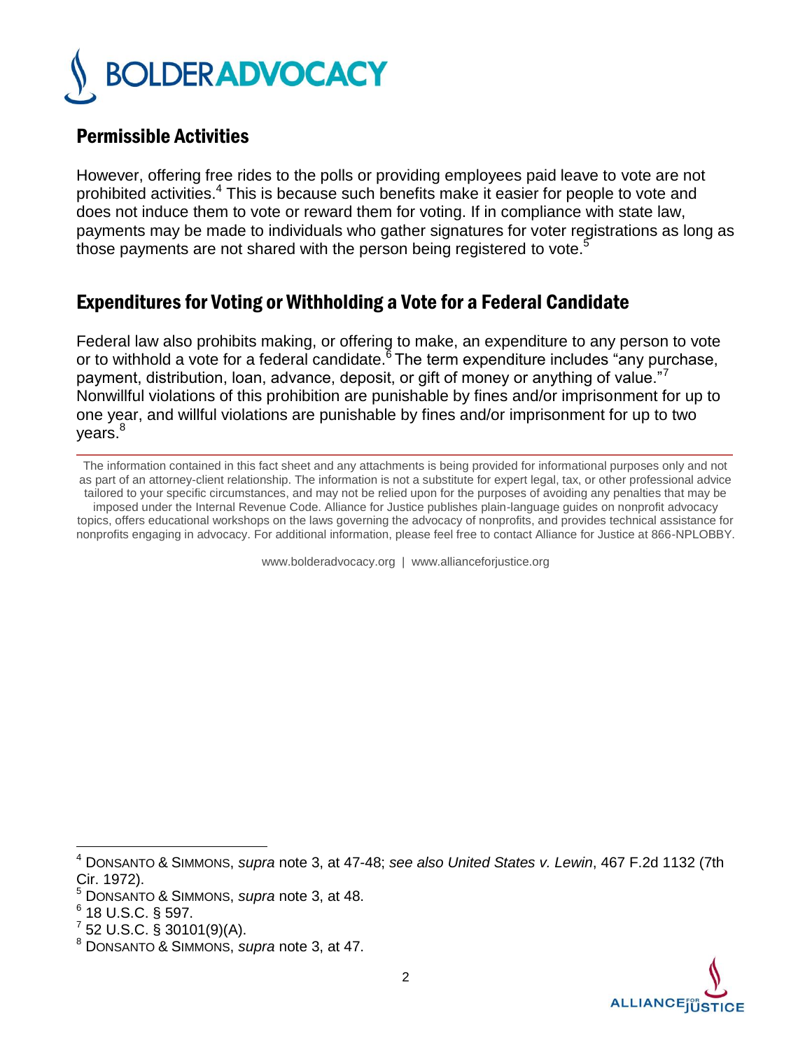## Permissible Activities

However, offering free rides to the polls or providing employees paid leave to vote are not prohibited activities.[4] This is because such benefits make it easier for people to vote and does not induce them to vote or reward them for voting. If in compliance with state law, payments may be made to individuals who gather signatures for voter registrations as long as those payments are not shared with the person being registered to vote.[5]

## Expenditures for Voting or Withholding a Vote for a Federal Candidate

Federal law also prohibits making, or offering to make, an expenditure to any person to vote or to withhold a vote for a federal candidate.[6] The term expenditure includes "any purchase, payment, distribution, loan, advance, deposit, or gift of money or anything of value."[7] Nonwillful violations of this prohibition are punishable by fines and/or imprisonment for up to one year, and willful violations are punishable by fines and/or imprisonment for up to two years.[8]

---

The information contained in this fact sheet and any attachments is being provided for informational purposes only and not as part of an attorney-client relationship. The information is not a substitute for expert legal, tax, or other professional advice tailored to your specific circumstances, and may not be relied upon for the purposes of avoiding any penalties that may be imposed under the Internal Revenue Code. Alliance for Justice publishes plain-language guides on nonprofit advocacy topics, offers educational workshops on the laws governing the advocacy of nonprofits, and provides technical assistance for nonprofits engaging in advocacy. For additional information, please feel free to contact Alliance for Justice at 866-NPLOBBY.

www.bolderadvocacy.org | www.allianceforjustice.org

---

[4] DONSANTO & SIMMONS, *supra* note 3, at 47-48; *see also United States v. Lewin*, 467 F.2d 1132 (7th Cir. 1972).

[5] DONSANTO & SIMMONS, *supra* note 3, at 48.

[6] 18 U.S.C. § 597.

[7] 52 U.S.C. § 30101(9)(A).

[8] DONSANTO & SIMMONS, *supra* note 3, at 47.